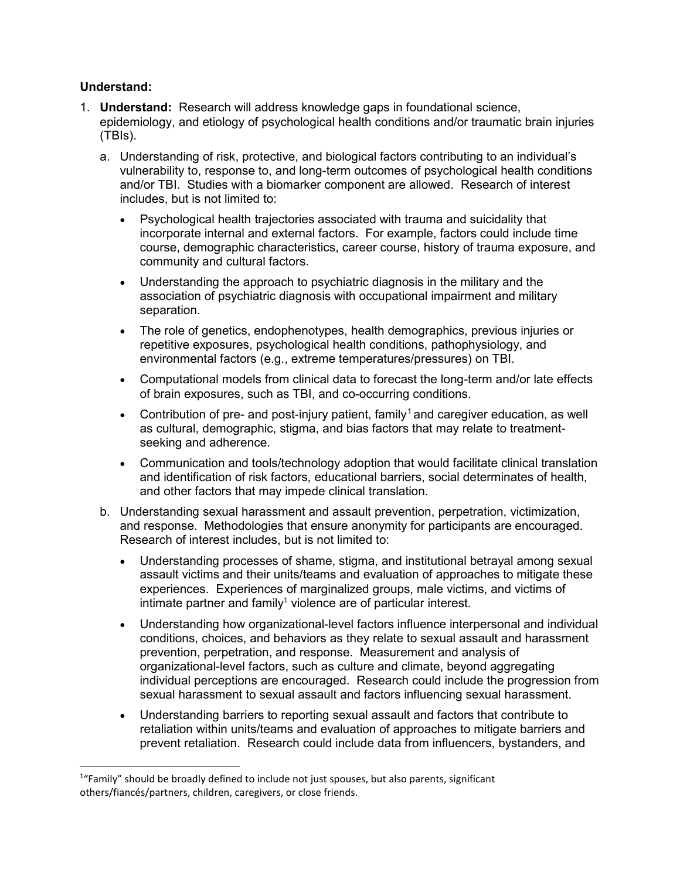**Understand:**

1. **Understand:** Research will address knowledge gaps in foundational science, epidemiology, and etiology of psychological health conditions and/or traumatic brain injuries (TBIs).

   a. Understanding of risk, protective, and biological factors contributing to an individual's vulnerability to, response to, and long-term outcomes of psychological health conditions and/or TBI. Studies with a biomarker component are allowed. Research of interest includes, but is not limited to:

      - Psychological health trajectories associated with trauma and suicidality that incorporate internal and external factors. For example, factors could include time course, demographic characteristics, career course, history of trauma exposure, and community and cultural factors.
      - Understanding the approach to psychiatric diagnosis in the military and the association of psychiatric diagnosis with occupational impairment and military separation.
      - The role of genetics, endophenotypes, health demographics, previous injuries or repetitive exposures, psychological health conditions, pathophysiology, and environmental factors (e.g., extreme temperatures/pressures) on TBI.
      - Computational models from clinical data to forecast the long-term and/or late effects of brain exposures, such as TBI, and co-occurring conditions.
      - Contribution of pre- and post-injury patient, family[1] and caregiver education, as well as cultural, demographic, stigma, and bias factors that may relate to treatment-seeking and adherence.
      - Communication and tools/technology adoption that would facilitate clinical translation and identification of risk factors, educational barriers, social determinates of health, and other factors that may impede clinical translation.

   b. Understanding sexual harassment and assault prevention, perpetration, victimization, and response. Methodologies that ensure anonymity for participants are encouraged. Research of interest includes, but is not limited to:

      - Understanding processes of shame, stigma, and institutional betrayal among sexual assault victims and their units/teams and evaluation of approaches to mitigate these experiences. Experiences of marginalized groups, male victims, and victims of intimate partner and family[1] violence are of particular interest.
      - Understanding how organizational-level factors influence interpersonal and individual conditions, choices, and behaviors as they relate to sexual assault and harassment prevention, perpetration, and response. Measurement and analysis of organizational-level factors, such as culture and climate, beyond aggregating individual perceptions are encouraged. Research could include the progression from sexual harassment to sexual assault and factors influencing sexual harassment.
      - Understanding barriers to reporting sexual assault and factors that contribute to retaliation within units/teams and evaluation of approaches to mitigate barriers and prevent retaliation. Research could include data from influencers, bystanders, and

---

[1] "Family" should be broadly defined to include not just spouses, but also parents, significant others/fiancés/partners, children, caregivers, or close friends.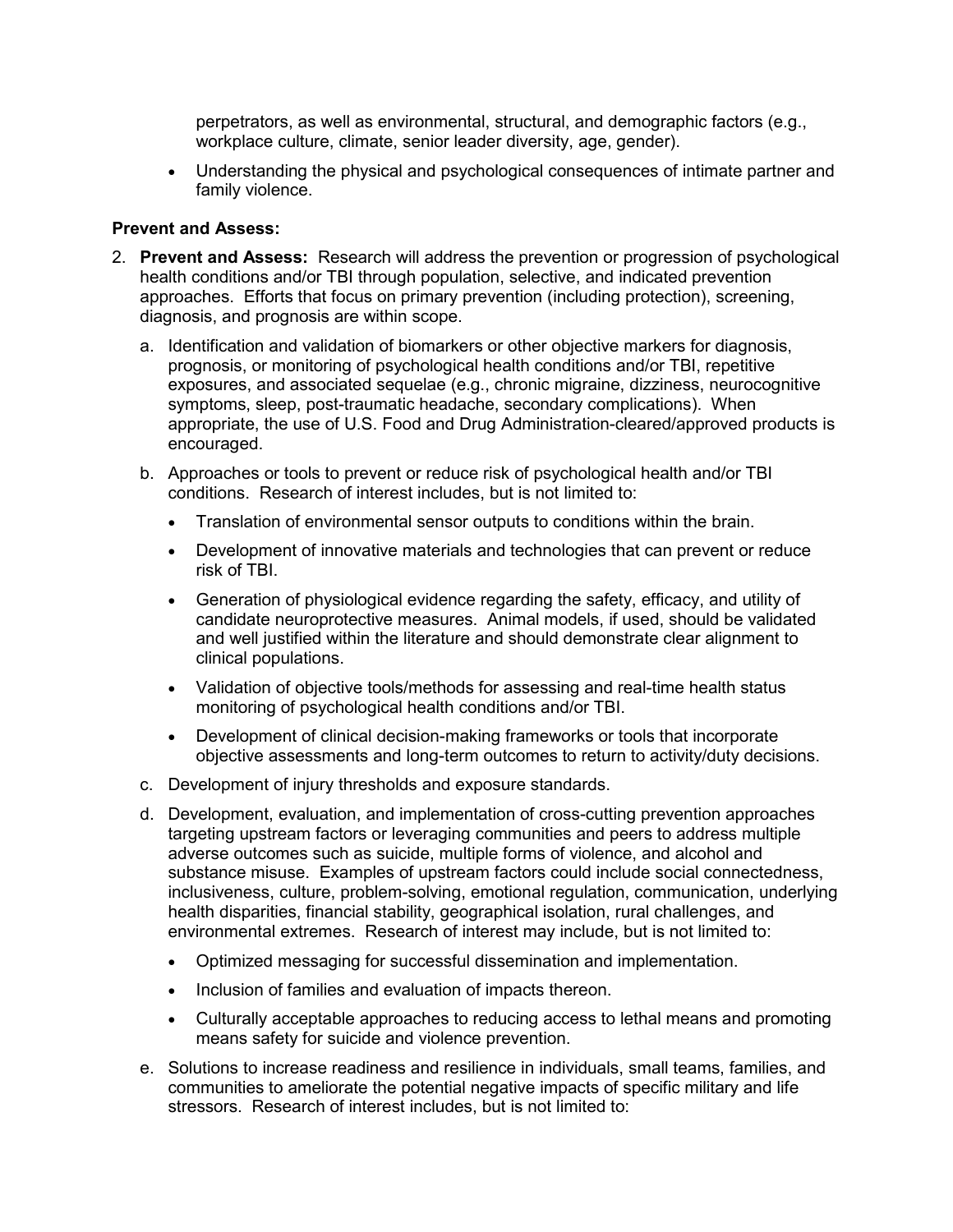perpetrators, as well as environmental, structural, and demographic factors (e.g., workplace culture, climate, senior leader diversity, age, gender).

- Understanding the physical and psychological consequences of intimate partner and family violence.

**Prevent and Assess:**

2. **Prevent and Assess:** Research will address the prevention or progression of psychological health conditions and/or TBI through population, selective, and indicated prevention approaches. Efforts that focus on primary prevention (including protection), screening, diagnosis, and prognosis are within scope.

   a. Identification and validation of biomarkers or other objective markers for diagnosis, prognosis, or monitoring of psychological health conditions and/or TBI, repetitive exposures, and associated sequelae (e.g., chronic migraine, dizziness, neurocognitive symptoms, sleep, post-traumatic headache, secondary complications). When appropriate, the use of U.S. Food and Drug Administration-cleared/approved products is encouraged.

   b. Approaches or tools to prevent or reduce risk of psychological health and/or TBI conditions. Research of interest includes, but is not limited to:

      - Translation of environmental sensor outputs to conditions within the brain.
      - Development of innovative materials and technologies that can prevent or reduce risk of TBI.
      - Generation of physiological evidence regarding the safety, efficacy, and utility of candidate neuroprotective measures. Animal models, if used, should be validated and well justified within the literature and should demonstrate clear alignment to clinical populations.
      - Validation of objective tools/methods for assessing and real-time health status monitoring of psychological health conditions and/or TBI.
      - Development of clinical decision-making frameworks or tools that incorporate objective assessments and long-term outcomes to return to activity/duty decisions.

   c. Development of injury thresholds and exposure standards.

   d. Development, evaluation, and implementation of cross-cutting prevention approaches targeting upstream factors or leveraging communities and peers to address multiple adverse outcomes such as suicide, multiple forms of violence, and alcohol and substance misuse. Examples of upstream factors could include social connectedness, inclusiveness, culture, problem-solving, emotional regulation, communication, underlying health disparities, financial stability, geographical isolation, rural challenges, and environmental extremes. Research of interest may include, but is not limited to:

      - Optimized messaging for successful dissemination and implementation.
      - Inclusion of families and evaluation of impacts thereon.
      - Culturally acceptable approaches to reducing access to lethal means and promoting means safety for suicide and violence prevention.

   e. Solutions to increase readiness and resilience in individuals, small teams, families, and communities to ameliorate the potential negative impacts of specific military and life stressors. Research of interest includes, but is not limited to: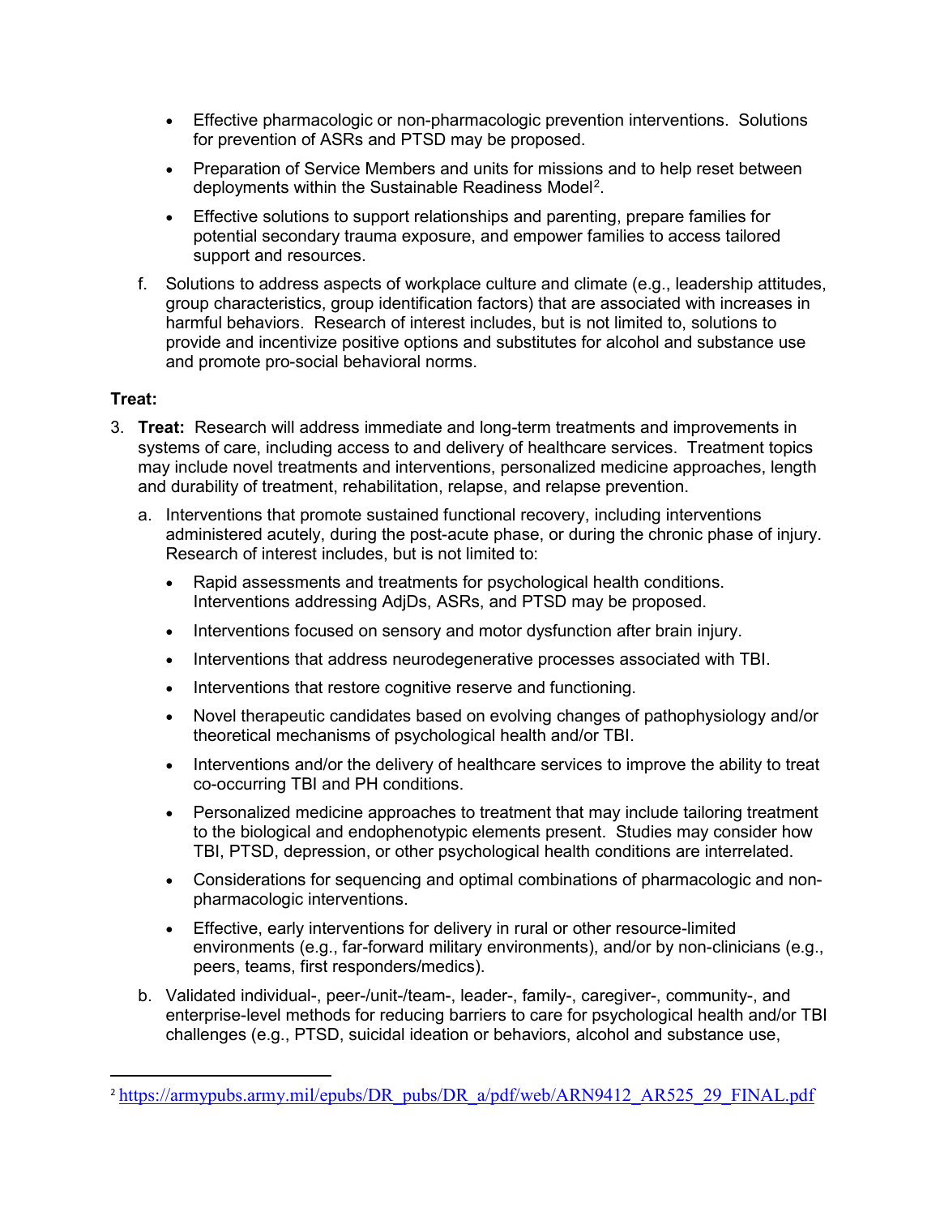- Effective pharmacologic or non-pharmacologic prevention interventions. Solutions for prevention of ASRs and PTSD may be proposed.
- Preparation of Service Members and units for missions and to help reset between deployments within the Sustainable Readiness Model[2].
- Effective solutions to support relationships and parenting, prepare families for potential secondary trauma exposure, and empower families to access tailored support and resources.

f. Solutions to address aspects of workplace culture and climate (e.g., leadership attitudes, group characteristics, group identification factors) that are associated with increases in harmful behaviors. Research of interest includes, but is not limited to, solutions to provide and incentivize positive options and substitutes for alcohol and substance use and promote pro-social behavioral norms.

**Treat:**

3. **Treat:** Research will address immediate and long-term treatments and improvements in systems of care, including access to and delivery of healthcare services. Treatment topics may include novel treatments and interventions, personalized medicine approaches, length and durability of treatment, rehabilitation, relapse, and relapse prevention.

   a. Interventions that promote sustained functional recovery, including interventions administered acutely, during the post-acute phase, or during the chronic phase of injury. Research of interest includes, but is not limited to:

   - Rapid assessments and treatments for psychological health conditions. Interventions addressing AdjDs, ASRs, and PTSD may be proposed.
   - Interventions focused on sensory and motor dysfunction after brain injury.
   - Interventions that address neurodegenerative processes associated with TBI.
   - Interventions that restore cognitive reserve and functioning.
   - Novel therapeutic candidates based on evolving changes of pathophysiology and/or theoretical mechanisms of psychological health and/or TBI.
   - Interventions and/or the delivery of healthcare services to improve the ability to treat co-occurring TBI and PH conditions.
   - Personalized medicine approaches to treatment that may include tailoring treatment to the biological and endophenotypic elements present. Studies may consider how TBI, PTSD, depression, or other psychological health conditions are interrelated.
   - Considerations for sequencing and optimal combinations of pharmacologic and non-pharmacologic interventions.
   - Effective, early interventions for delivery in rural or other resource-limited environments (e.g., far-forward military environments), and/or by non-clinicians (e.g., peers, teams, first responders/medics).

   b. Validated individual-, peer-/unit-/team-, leader-, family-, caregiver-, community-, and enterprise-level methods for reducing barriers to care for psychological health and/or TBI challenges (e.g., PTSD, suicidal ideation or behaviors, alcohol and substance use,

[2] https://armypubs.army.mil/epubs/DR_pubs/DR_a/pdf/web/ARN9412_AR525_29_FINAL.pdf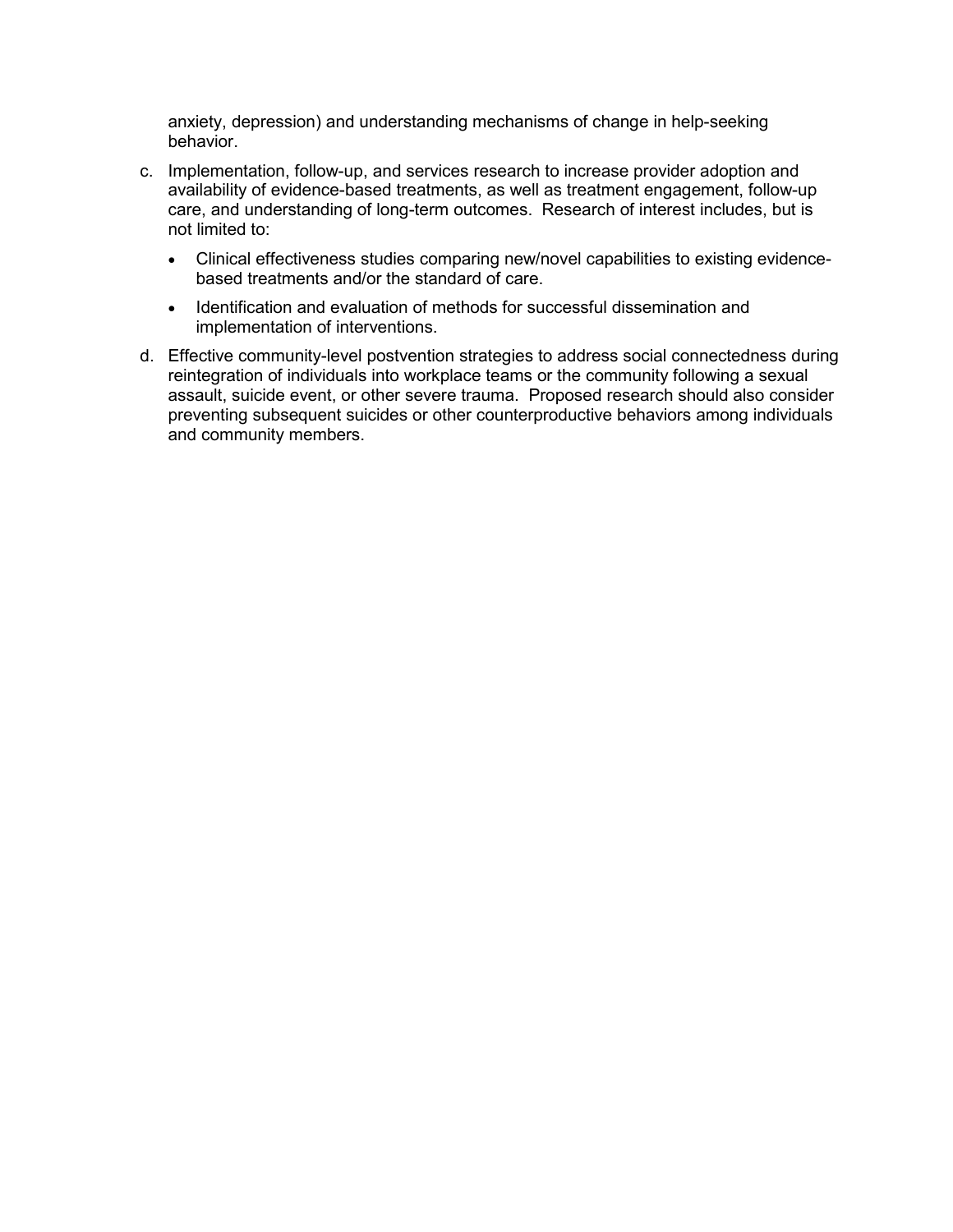anxiety, depression) and understanding mechanisms of change in help-seeking behavior.

c. Implementation, follow-up, and services research to increase provider adoption and availability of evidence-based treatments, as well as treatment engagement, follow-up care, and understanding of long-term outcomes. Research of interest includes, but is not limited to:

   - Clinical effectiveness studies comparing new/novel capabilities to existing evidence-based treatments and/or the standard of care.
   - Identification and evaluation of methods for successful dissemination and implementation of interventions.

d. Effective community-level postvention strategies to address social connectedness during reintegration of individuals into workplace teams or the community following a sexual assault, suicide event, or other severe trauma. Proposed research should also consider preventing subsequent suicides or other counterproductive behaviors among individuals and community members.